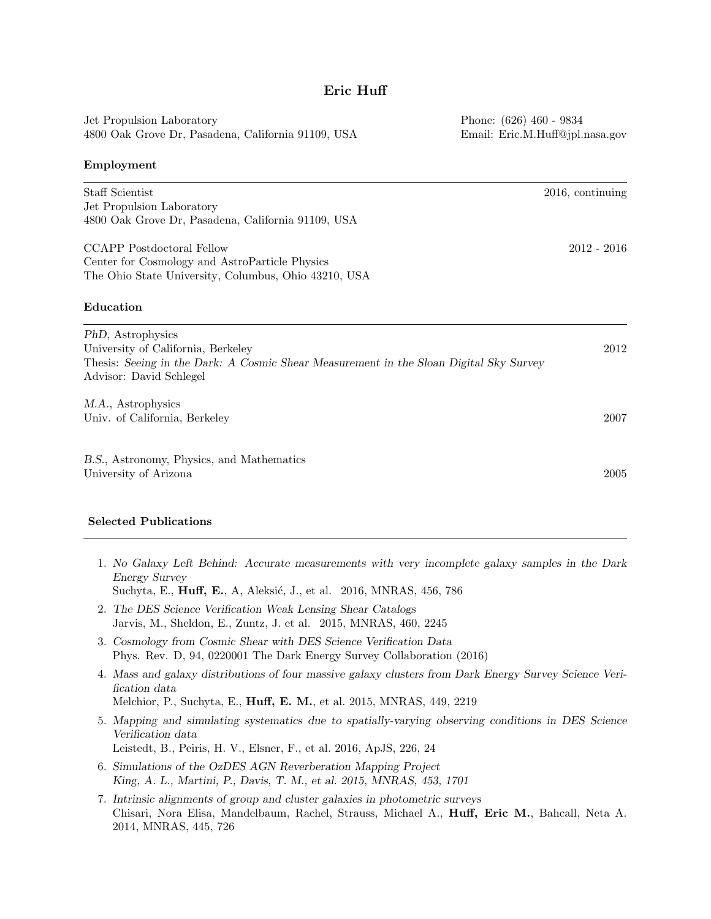# Eric Huff

Jet Propulsion Laboratory
4800 Oak Grove Dr, Pasadena, California 91109, USA

Phone: (626) 460 - 9834
Email: Eric.M.Huff@jpl.nasa.gov

## Employment

Staff Scientist — 2016, continuing
Jet Propulsion Laboratory
4800 Oak Grove Dr, Pasadena, California 91109, USA

CCAPP Postdoctoral Fellow — 2012 - 2016
Center for Cosmology and AstroParticle Physics
The Ohio State University, Columbus, Ohio 43210, USA

## Education

*PhD*, Astrophysics
University of California, Berkeley — 2012
Thesis: *Seeing in the Dark: A Cosmic Shear Measurement in the Sloan Digital Sky Survey*
Advisor: David Schlegel

*M.A.*, Astrophysics
Univ. of California, Berkeley — 2007

*B.S.*, Astronomy, Physics, and Mathematics
University of Arizona — 2005

## Selected Publications

1. *No Galaxy Left Behind: Accurate measurements with very incomplete galaxy samples in the Dark Energy Survey*
   Suchyta, E., **Huff, E.**, A, Aleksić, J., et al. 2016, MNRAS, 456, 786
2. *The DES Science Verification Weak Lensing Shear Catalogs*
   Jarvis, M., Sheldon, E., Zuntz, J. et al. 2015, MNRAS, 460, 2245
3. *Cosmology from Cosmic Shear with DES Science Verification Data*
   Phys. Rev. D, 94, 0220001 The Dark Energy Survey Collaboration (2016)
4. *Mass and galaxy distributions of four massive galaxy clusters from Dark Energy Survey Science Verification data*
   Melchior, P., Suchyta, E., **Huff, E. M.**, et al. 2015, MNRAS, 449, 2219
5. *Mapping and simulating systematics due to spatially-varying observing conditions in DES Science Verification data*
   Leistedt, B., Peiris, H. V., Elsner, F., et al. 2016, ApJS, 226, 24
6. *Simulations of the OzDES AGN Reverberation Mapping Project*
   *King, A. L., Martini, P., Davis, T. M., et al. 2015, MNRAS, 453, 1701*
7. *Intrinsic alignments of group and cluster galaxies in photometric surveys*
   Chisari, Nora Elisa, Mandelbaum, Rachel, Strauss, Michael A., **Huff, Eric M.**, Bahcall, Neta A. 2014, MNRAS, 445, 726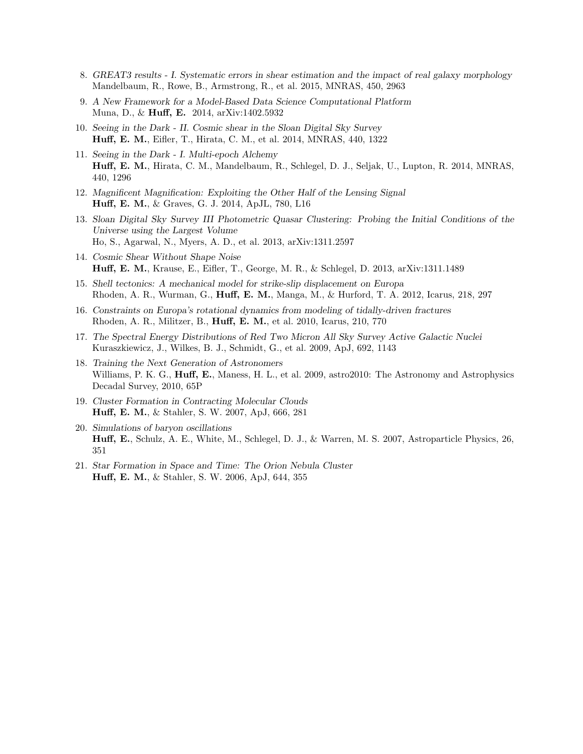8. *GREAT3 results - I. Systematic errors in shear estimation and the impact of real galaxy morphology*
   Mandelbaum, R., Rowe, B., Armstrong, R., et al. 2015, MNRAS, 450, 2963

9. *A New Framework for a Model-Based Data Science Computational Platform*
   Muna, D., & **Huff, E.** 2014, arXiv:1402.5932

10. *Seeing in the Dark - II. Cosmic shear in the Sloan Digital Sky Survey*
    **Huff, E. M.**, Eifler, T., Hirata, C. M., et al. 2014, MNRAS, 440, 1322

11. *Seeing in the Dark - I. Multi-epoch Alchemy*
    **Huff, E. M.**, Hirata, C. M., Mandelbaum, R., Schlegel, D. J., Seljak, U., Lupton, R. 2014, MNRAS, 440, 1296

12. *Magnificent Magnification: Exploiting the Other Half of the Lensing Signal*
    **Huff, E. M.**, & Graves, G. J. 2014, ApJL, 780, L16

13. *Sloan Digital Sky Survey III Photometric Quasar Clustering: Probing the Initial Conditions of the Universe using the Largest Volume*
    Ho, S., Agarwal, N., Myers, A. D., et al. 2013, arXiv:1311.2597

14. *Cosmic Shear Without Shape Noise*
    **Huff, E. M.**, Krause, E., Eifler, T., George, M. R., & Schlegel, D. 2013, arXiv:1311.1489

15. *Shell tectonics: A mechanical model for strike-slip displacement on Europa*
    Rhoden, A. R., Wurman, G., **Huff, E. M.**, Manga, M., & Hurford, T. A. 2012, Icarus, 218, 297

16. *Constraints on Europa's rotational dynamics from modeling of tidally-driven fractures*
    Rhoden, A. R., Militzer, B., **Huff, E. M.**, et al. 2010, Icarus, 210, 770

17. *The Spectral Energy Distributions of Red Two Micron All Sky Survey Active Galactic Nuclei*
    Kuraszkiewicz, J., Wilkes, B. J., Schmidt, G., et al. 2009, ApJ, 692, 1143

18. *Training the Next Generation of Astronomers*
    Williams, P. K. G., **Huff, E.**, Maness, H. L., et al. 2009, astro2010: The Astronomy and Astrophysics Decadal Survey, 2010, 65P

19. *Cluster Formation in Contracting Molecular Clouds*
    **Huff, E. M.**, & Stahler, S. W. 2007, ApJ, 666, 281

20. *Simulations of baryon oscillations*
    **Huff, E.**, Schulz, A. E., White, M., Schlegel, D. J., & Warren, M. S. 2007, Astroparticle Physics, 26, 351

21. *Star Formation in Space and Time: The Orion Nebula Cluster*
    **Huff, E. M.**, & Stahler, S. W. 2006, ApJ, 644, 355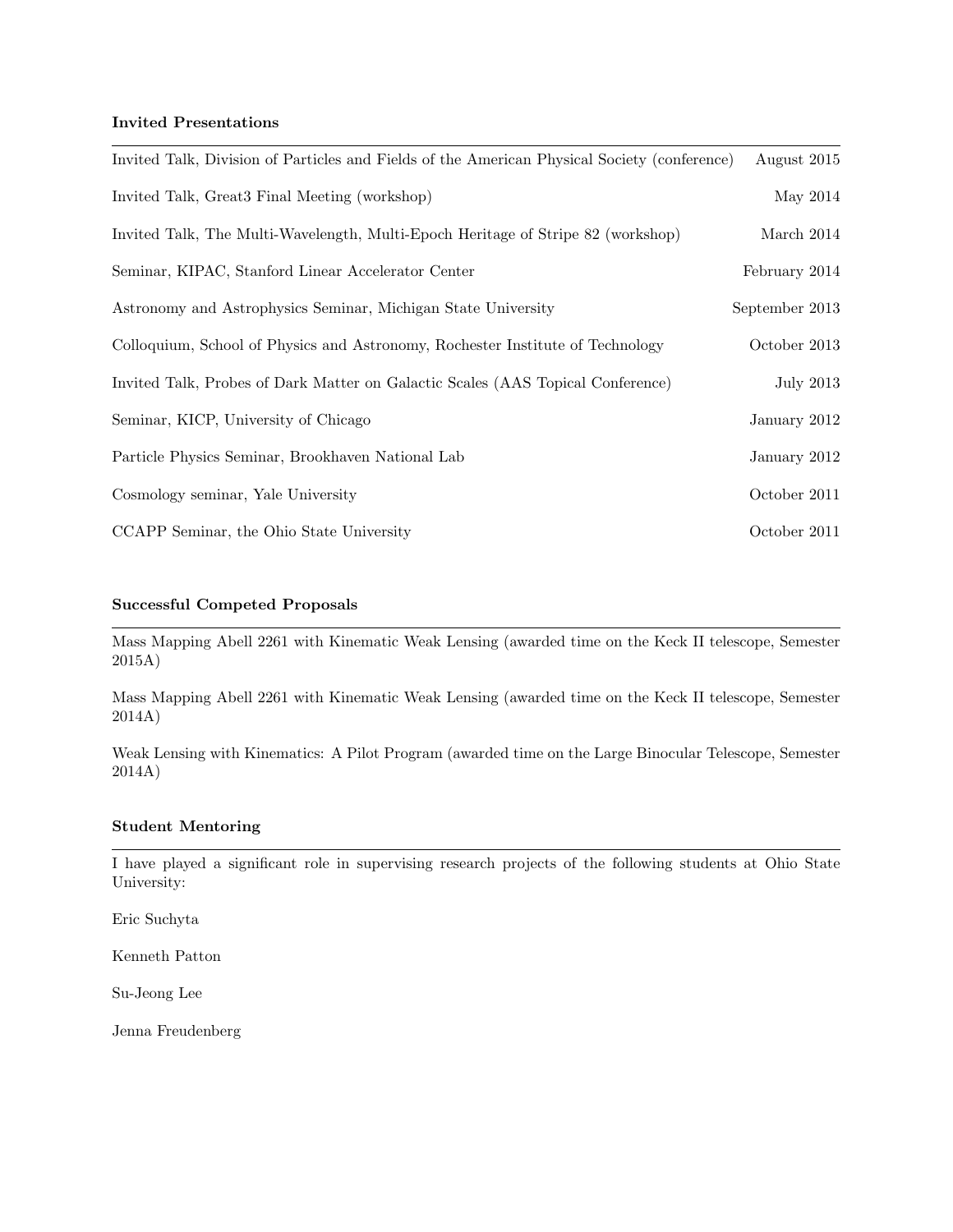### Invited Presentations

| | |
|---|---|
| Invited Talk, Division of Particles and Fields of the American Physical Society (conference) | August 2015 |
| Invited Talk, Great3 Final Meeting (workshop) | May 2014 |
| Invited Talk, The Multi-Wavelength, Multi-Epoch Heritage of Stripe 82 (workshop) | March 2014 |
| Seminar, KIPAC, Stanford Linear Accelerator Center | February 2014 |
| Astronomy and Astrophysics Seminar, Michigan State University | September 2013 |
| Colloquium, School of Physics and Astronomy, Rochester Institute of Technology | October 2013 |
| Invited Talk, Probes of Dark Matter on Galactic Scales (AAS Topical Conference) | July 2013 |
| Seminar, KICP, University of Chicago | January 2012 |
| Particle Physics Seminar, Brookhaven National Lab | January 2012 |
| Cosmology seminar, Yale University | October 2011 |
| CCAPP Seminar, the Ohio State University | October 2011 |

### Successful Competed Proposals

Mass Mapping Abell 2261 with Kinematic Weak Lensing (awarded time on the Keck II telescope, Semester 2015A)

Mass Mapping Abell 2261 with Kinematic Weak Lensing (awarded time on the Keck II telescope, Semester 2014A)

Weak Lensing with Kinematics: A Pilot Program (awarded time on the Large Binocular Telescope, Semester 2014A)

### Student Mentoring

I have played a significant role in supervising research projects of the following students at Ohio State University:

Eric Suchyta

Kenneth Patton

Su-Jeong Lee

Jenna Freudenberg